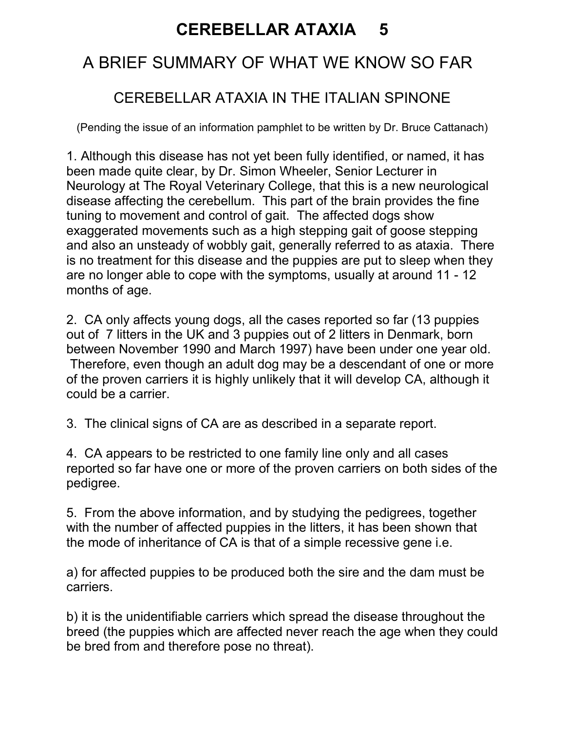# CEREBELLAR ATAXIA 5

## A BRIEF SUMMARY OF WHAT WE KNOW SO FAR

### CEREBELLAR ATAXIA IN THE ITALIAN SPINONE

(Pending the issue of an information pamphlet to be written by Dr. Bruce Cattanach)

1. Although this disease has not yet been fully identified, or named, it has been made quite clear, by Dr. Simon Wheeler, Senior Lecturer in Neurology at The Royal Veterinary College, that this is a new neurological disease affecting the cerebellum. This part of the brain provides the fine tuning to movement and control of gait. The affected dogs show exaggerated movements such as a high stepping gait of goose stepping and also an unsteady of wobbly gait, generally referred to as ataxia. There is no treatment for this disease and the puppies are put to sleep when they are no longer able to cope with the symptoms, usually at around 11 - 12 months of age.

2. CA only affects young dogs, all the cases reported so far (13 puppies out of 7 litters in the UK and 3 puppies out of 2 litters in Denmark, born between November 1990 and March 1997) have been under one year old. Therefore, even though an adult dog may be a descendant of one or more of the proven carriers it is highly unlikely that it will develop CA, although it could be a carrier.

3. The clinical signs of CA are as described in a separate report.

4. CA appears to be restricted to one family line only and all cases reported so far have one or more of the proven carriers on both sides of the pedigree.

5. From the above information, and by studying the pedigrees, together with the number of affected puppies in the litters, it has been shown that the mode of inheritance of CA is that of a simple recessive gene i.e.

a) for affected puppies to be produced both the sire and the dam must be carriers.

b) it is the unidentifiable carriers which spread the disease throughout the breed (the puppies which are affected never reach the age when they could be bred from and therefore pose no threat).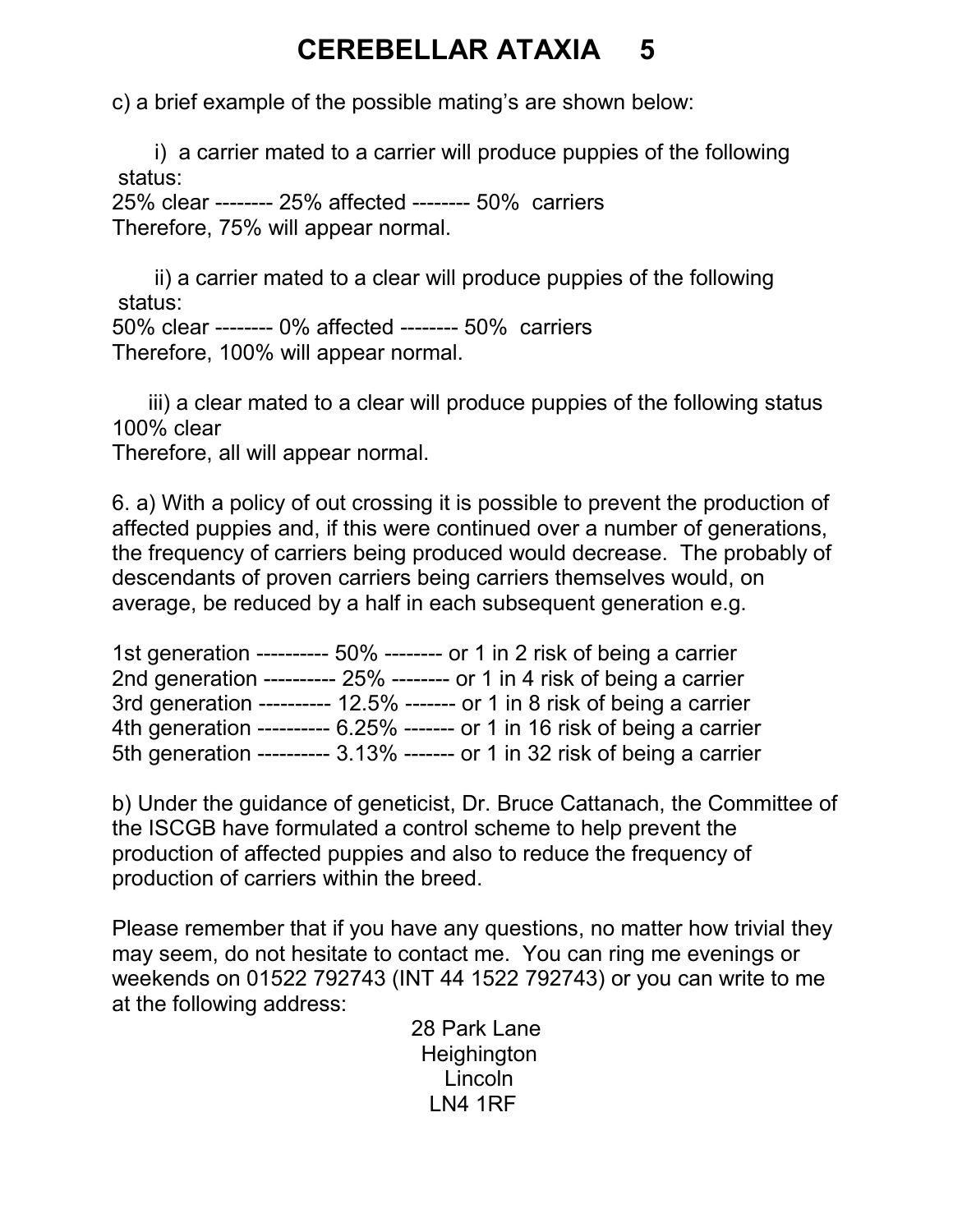c) a brief example of the possible mating's are shown below:

i) a carrier mated to a carrier will produce puppies of the following status:

25% clear -------- 25% affected -------- 50% carriers

Therefore, 75% will appear normal.

ii) a carrier mated to a clear will produce puppies of the following status:

50% clear -------- 0% affected -------- 50% carriers

Therefore, 100% will appear normal.

iii) a clear mated to a clear will produce puppies of the following status

100% clear

Therefore, all will appear normal.

6. a) With a policy of out crossing it is possible to prevent the production of affected puppies and, if this were continued over a number of generations, the frequency of carriers being produced would decrease. The probably of descendants of proven carriers being carriers themselves would, on average, be reduced by a half in each subsequent generation e.g.

1st generation ---------- 50% -------- or 1 in 2 risk of being a carrier
2nd generation ---------- 25% -------- or 1 in 4 risk of being a carrier
3rd generation ---------- 12.5% ------- or 1 in 8 risk of being a carrier
4th generation ---------- 6.25% ------- or 1 in 16 risk of being a carrier
5th generation ---------- 3.13% ------- or 1 in 32 risk of being a carrier

b) Under the guidance of geneticist, Dr. Bruce Cattanach, the Committee of the ISCGB have formulated a control scheme to help prevent the production of affected puppies and also to reduce the frequency of production of carriers within the breed.

Please remember that if you have any questions, no matter how trivial they may seem, do not hesitate to contact me. You can ring me evenings or weekends on 01522 792743 (INT 44 1522 792743) or you can write to me at the following address:

28 Park Lane
Heighington
Lincoln
LN4 1RF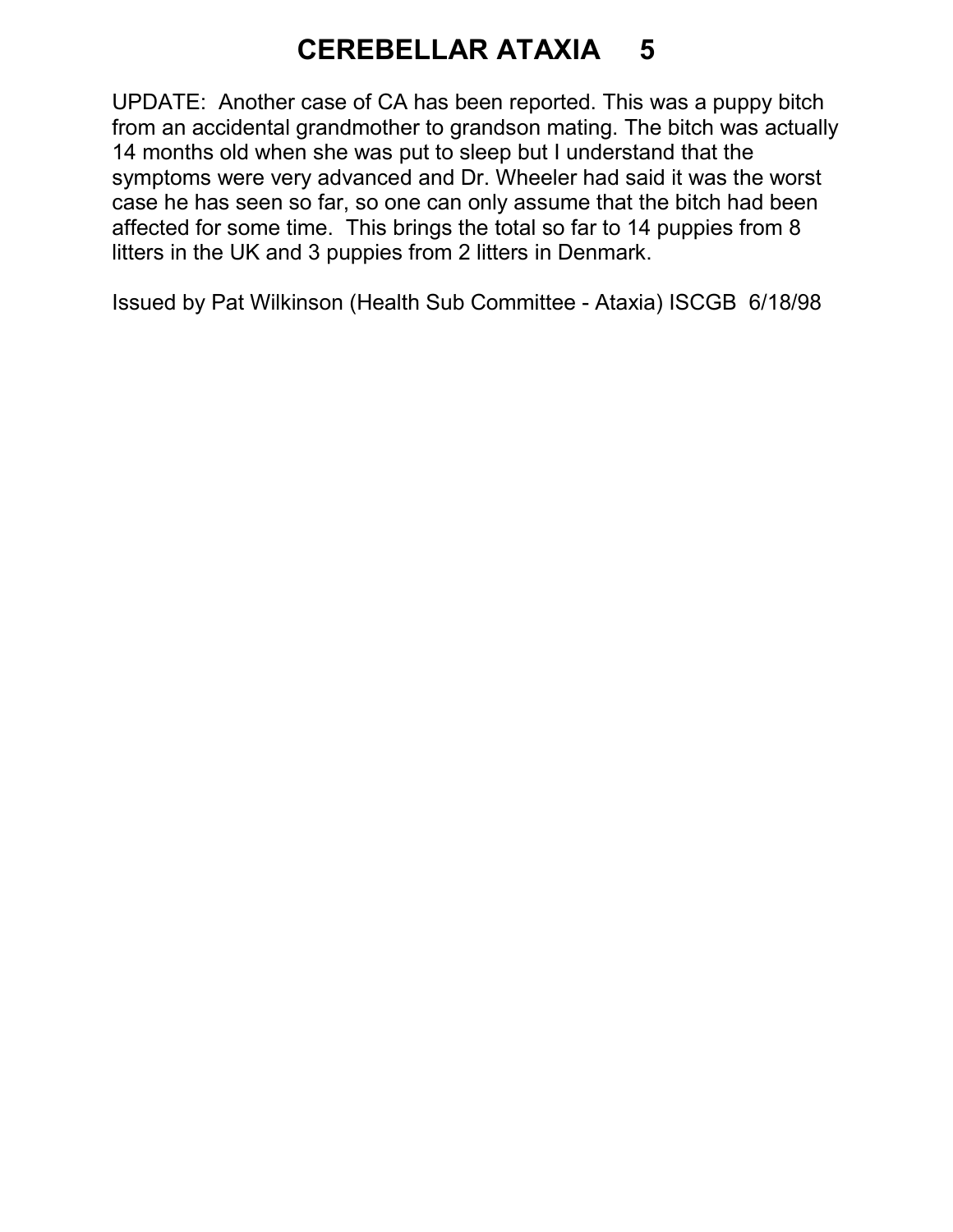# CEREBELLAR ATAXIA 5

UPDATE: Another case of CA has been reported. This was a puppy bitch from an accidental grandmother to grandson mating. The bitch was actually 14 months old when she was put to sleep but I understand that the symptoms were very advanced and Dr. Wheeler had said it was the worst case he has seen so far, so one can only assume that the bitch had been affected for some time. This brings the total so far to 14 puppies from 8 litters in the UK and 3 puppies from 2 litters in Denmark.

Issued by Pat Wilkinson (Health Sub Committee - Ataxia) ISCGB 6/18/98